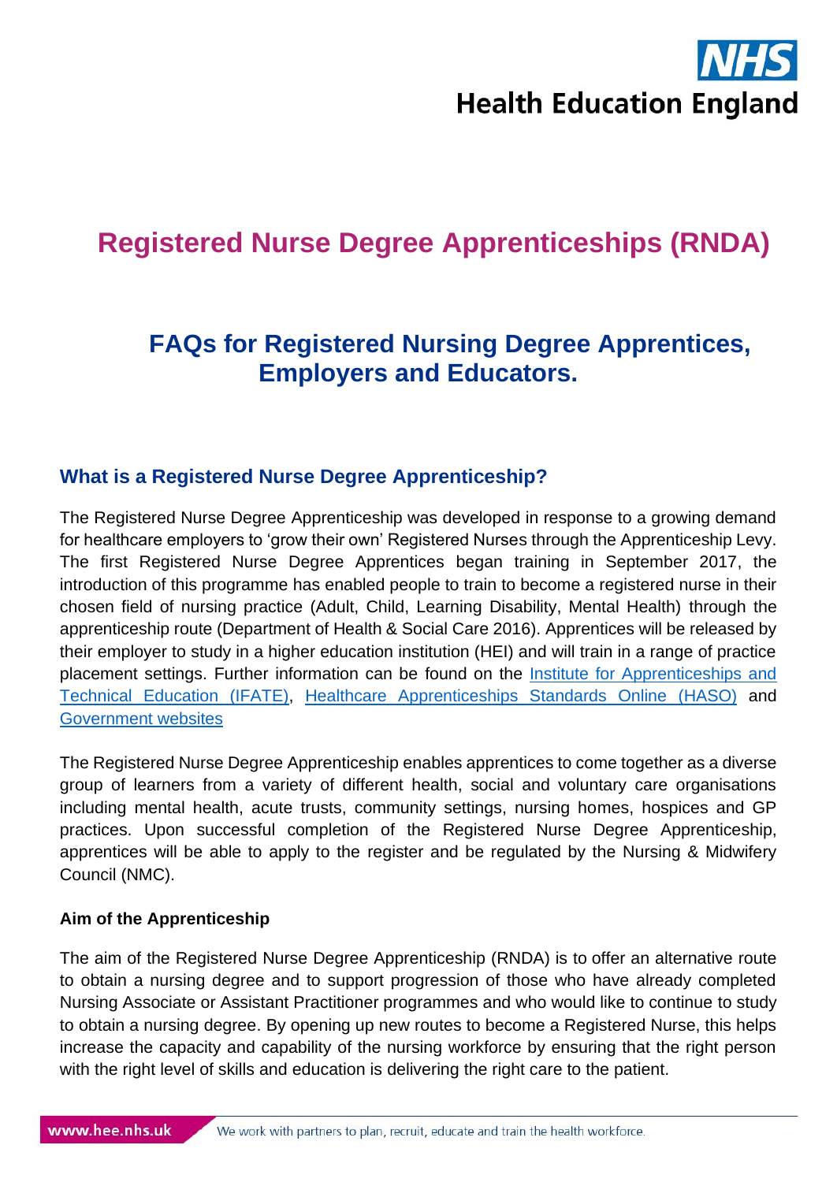# Registered Nurse Degree Apprenticeships (RNDA)

## FAQs for Registered Nursing Degree Apprentices, Employers and Educators.

### What is a Registered Nurse Degree Apprenticeship?

The Registered Nurse Degree Apprenticeship was developed in response to a growing demand for healthcare employers to 'grow their own' Registered Nurses through the Apprenticeship Levy. The first Registered Nurse Degree Apprentices began training in September 2017, the introduction of this programme has enabled people to train to become a registered nurse in their chosen field of nursing practice (Adult, Child, Learning Disability, Mental Health) through the apprenticeship route (Department of Health & Social Care 2016). Apprentices will be released by their employer to study in a higher education institution (HEI) and will train in a range of practice placement settings. Further information can be found on the Institute for Apprenticeships and Technical Education (IFATE), Healthcare Apprenticeships Standards Online (HASO) and Government websites

The Registered Nurse Degree Apprenticeship enables apprentices to come together as a diverse group of learners from a variety of different health, social and voluntary care organisations including mental health, acute trusts, community settings, nursing homes, hospices and GP practices. Upon successful completion of the Registered Nurse Degree Apprenticeship, apprentices will be able to apply to the register and be regulated by the Nursing & Midwifery Council (NMC).

**Aim of the Apprenticeship**

The aim of the Registered Nurse Degree Apprenticeship (RNDA) is to offer an alternative route to obtain a nursing degree and to support progression of those who have already completed Nursing Associate or Assistant Practitioner programmes and who would like to continue to study to obtain a nursing degree. By opening up new routes to become a Registered Nurse, this helps increase the capacity and capability of the nursing workforce by ensuring that the right person with the right level of skills and education is delivering the right care to the patient.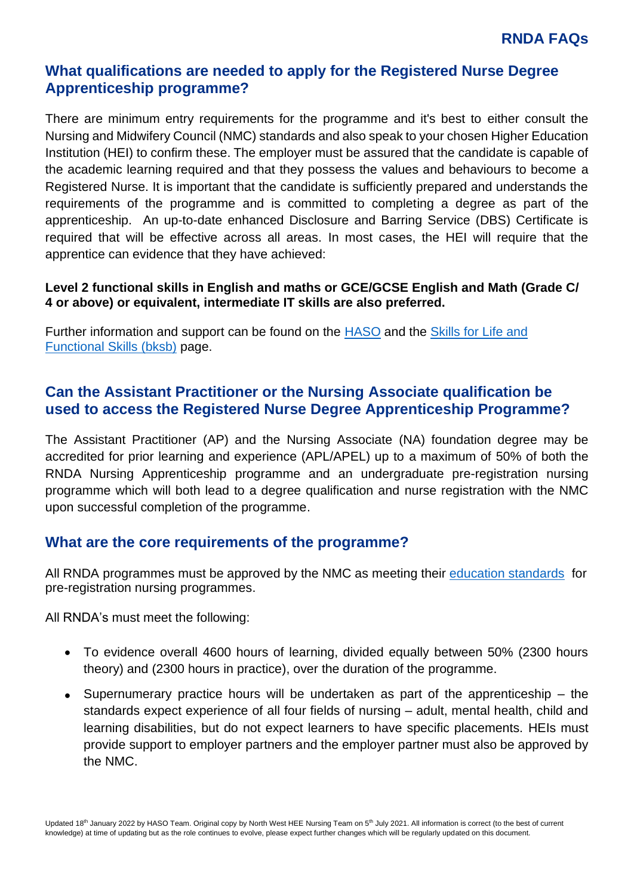## What qualifications are needed to apply for the Registered Nurse Degree Apprenticeship programme?

There are minimum entry requirements for the programme and it's best to either consult the Nursing and Midwifery Council (NMC) standards and also speak to your chosen Higher Education Institution (HEI) to confirm these. The employer must be assured that the candidate is capable of the academic learning required and that they possess the values and behaviours to become a Registered Nurse. It is important that the candidate is sufficiently prepared and understands the requirements of the programme and is committed to completing a degree as part of the apprenticeship. An up-to-date enhanced Disclosure and Barring Service (DBS) Certificate is required that will be effective across all areas. In most cases, the HEI will require that the apprentice can evidence that they have achieved:

**Level 2 functional skills in English and maths or GCE/GCSE English and Math (Grade C/ 4 or above) or equivalent, intermediate IT skills are also preferred.**

Further information and support can be found on the [HASO] and the [Skills for Life and Functional Skills (bksb)] page.

## Can the Assistant Practitioner or the Nursing Associate qualification be used to access the Registered Nurse Degree Apprenticeship Programme?

The Assistant Practitioner (AP) and the Nursing Associate (NA) foundation degree may be accredited for prior learning and experience (APL/APEL) up to a maximum of 50% of both the RNDA Nursing Apprenticeship programme and an undergraduate pre-registration nursing programme which will both lead to a degree qualification and nurse registration with the NMC upon successful completion of the programme.

## What are the core requirements of the programme?

All RNDA programmes must be approved by the NMC as meeting their [education standards] for pre-registration nursing programmes.

All RNDA's must meet the following:

- To evidence overall 4600 hours of learning, divided equally between 50% (2300 hours theory) and (2300 hours in practice), over the duration of the programme.
- Supernumerary practice hours will be undertaken as part of the apprenticeship – the standards expect experience of all four fields of nursing – adult, mental health, child and learning disabilities, but do not expect learners to have specific placements. HEIs must provide support to employer partners and the employer partner must also be approved by the NMC.

Updated 18th January 2022 by HASO Team. Original copy by North West HEE Nursing Team on 5th July 2021. All information is correct (to the best of current knowledge) at time of updating but as the role continues to evolve, please expect further changes which will be regularly updated on this document.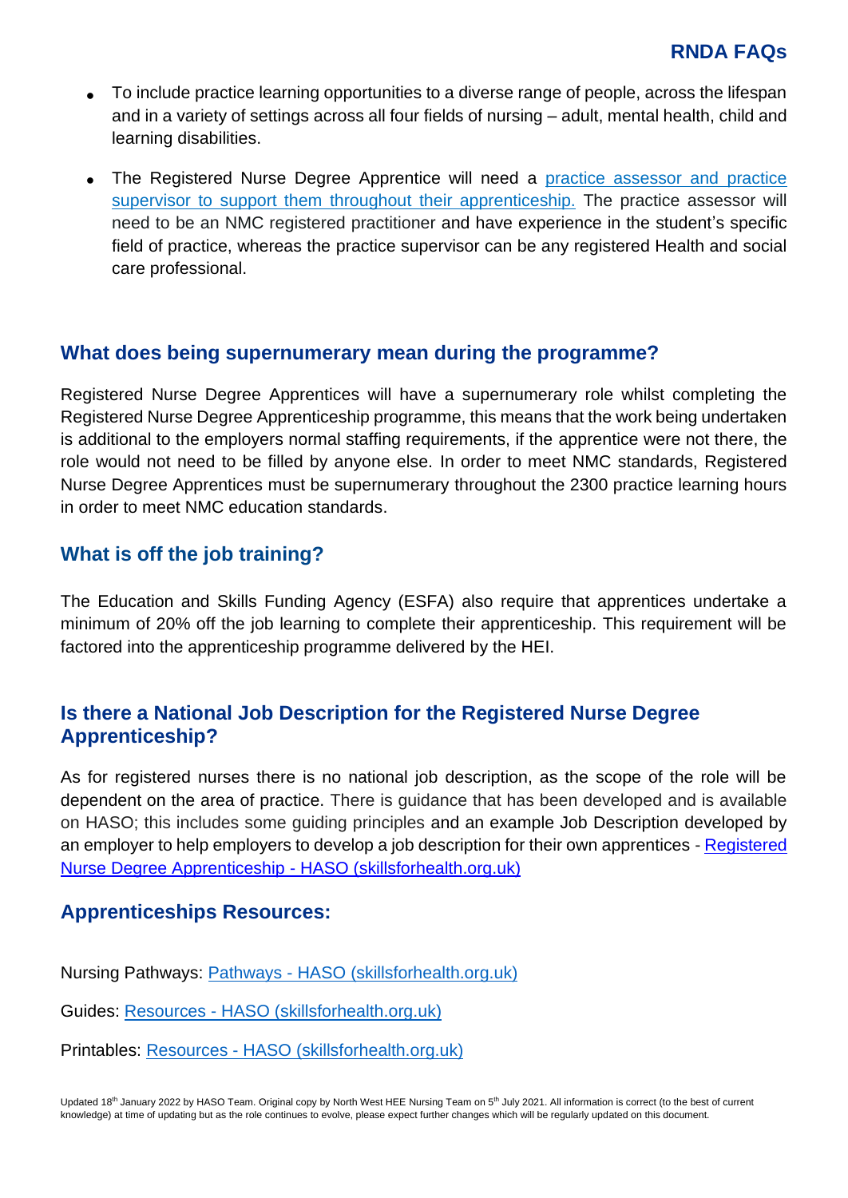- To include practice learning opportunities to a diverse range of people, across the lifespan and in a variety of settings across all four fields of nursing – adult, mental health, child and learning disabilities.
- The Registered Nurse Degree Apprentice will need a [practice assessor and practice supervisor to support them throughout their apprenticeship.]() The practice assessor will need to be an NMC registered practitioner and have experience in the student's specific field of practice, whereas the practice supervisor can be any registered Health and social care professional.

## What does being supernumerary mean during the programme?

Registered Nurse Degree Apprentices will have a supernumerary role whilst completing the Registered Nurse Degree Apprenticeship programme, this means that the work being undertaken is additional to the employers normal staffing requirements, if the apprentice were not there, the role would not need to be filled by anyone else. In order to meet NMC standards, Registered Nurse Degree Apprentices must be supernumerary throughout the 2300 practice learning hours in order to meet NMC education standards.

## What is off the job training?

The Education and Skills Funding Agency (ESFA) also require that apprentices undertake a minimum of 20% off the job learning to complete their apprenticeship. This requirement will be factored into the apprenticeship programme delivered by the HEI.

## Is there a National Job Description for the Registered Nurse Degree Apprenticeship?

As for registered nurses there is no national job description, as the scope of the role will be dependent on the area of practice. There is guidance that has been developed and is available on HASO; this includes some guiding principles and an example Job Description developed by an employer to help employers to develop a job description for their own apprentices - [Registered Nurse Degree Apprenticeship - HASO (skillsforhealth.org.uk)]()

## Apprenticeships Resources:

Nursing Pathways: [Pathways - HASO (skillsforhealth.org.uk)]()

Guides: [Resources - HASO (skillsforhealth.org.uk)]()

Printables: [Resources - HASO (skillsforhealth.org.uk)]()

Updated 18th January 2022 by HASO Team. Original copy by North West HEE Nursing Team on 5th July 2021. All information is correct (to the best of current knowledge) at time of updating but as the role continues to evolve, please expect further changes which will be regularly updated on this document.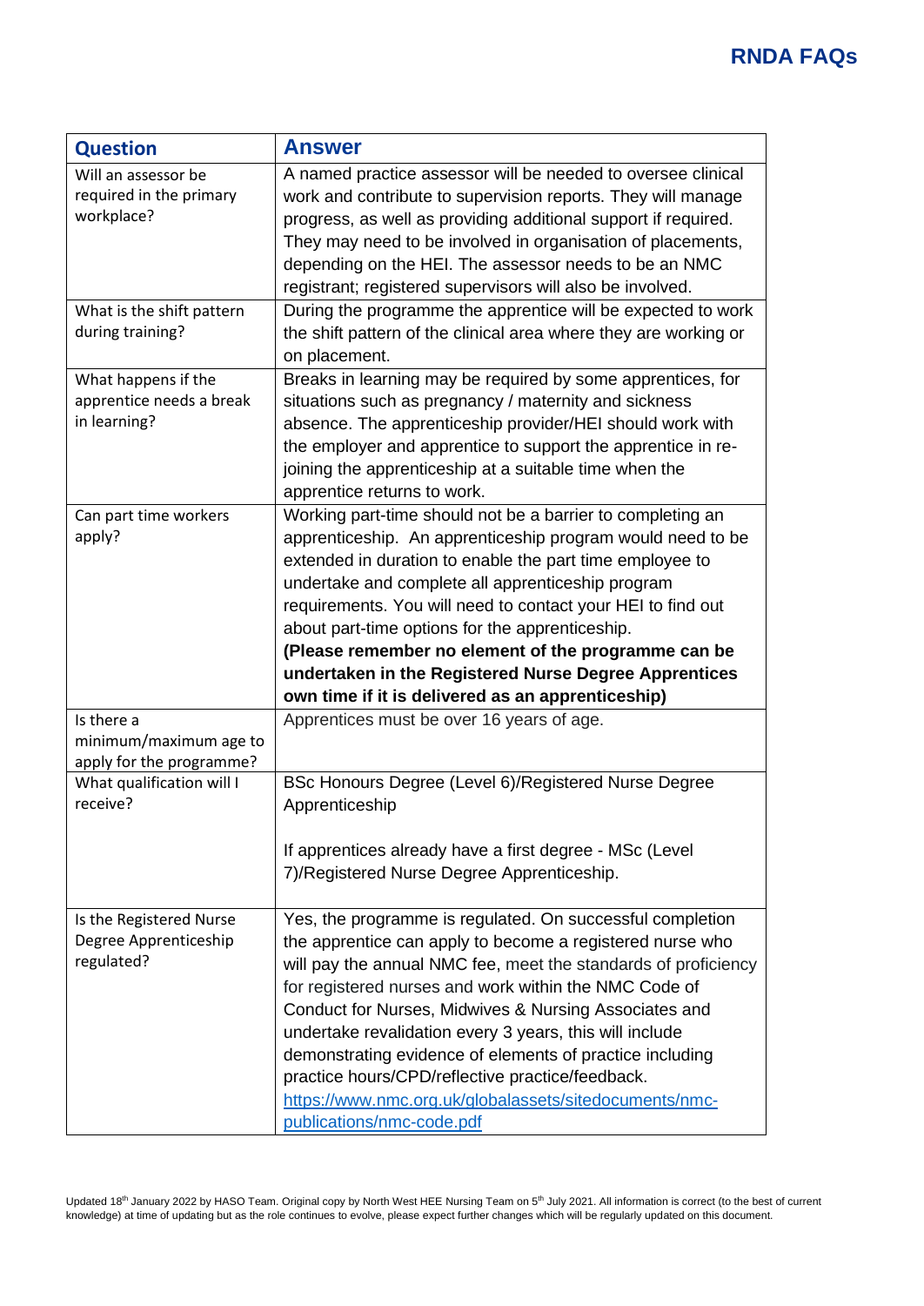| Question | Answer |
|---|---|
| Will an assessor be required in the primary workplace? | A named practice assessor will be needed to oversee clinical work and contribute to supervision reports. They will manage progress, as well as providing additional support if required. They may need to be involved in organisation of placements, depending on the HEI. The assessor needs to be an NMC registrant; registered supervisors will also be involved. |
| What is the shift pattern during training? | During the programme the apprentice will be expected to work the shift pattern of the clinical area where they are working or on placement. |
| What happens if the apprentice needs a break in learning? | Breaks in learning may be required by some apprentices, for situations such as pregnancy / maternity and sickness absence. The apprenticeship provider/HEI should work with the employer and apprentice to support the apprentice in re-joining the apprenticeship at a suitable time when the apprentice returns to work. |
| Can part time workers apply? | Working part-time should not be a barrier to completing an apprenticeship. An apprenticeship program would need to be extended in duration to enable the part time employee to undertake and complete all apprenticeship program requirements. You will need to contact your HEI to find out about part-time options for the apprenticeship. **(Please remember no element of the programme can be undertaken in the Registered Nurse Degree Apprentices own time if it is delivered as an apprenticeship)** |
| Is there a minimum/maximum age to apply for the programme? | Apprentices must be over 16 years of age. |
| What qualification will I receive? | BSc Honours Degree (Level 6)/Registered Nurse Degree Apprenticeship<br><br>If apprentices already have a first degree - MSc (Level 7)/Registered Nurse Degree Apprenticeship. |
| Is the Registered Nurse Degree Apprenticeship regulated? | Yes, the programme is regulated. On successful completion the apprentice can apply to become a registered nurse who will pay the annual NMC fee, meet the standards of proficiency for registered nurses and work within the NMC Code of Conduct for Nurses, Midwives & Nursing Associates and undertake revalidation every 3 years, this will include demonstrating evidence of elements of practice including practice hours/CPD/reflective practice/feedback. https://www.nmc.org.uk/globalassets/sitedocuments/nmc-publications/nmc-code.pdf |